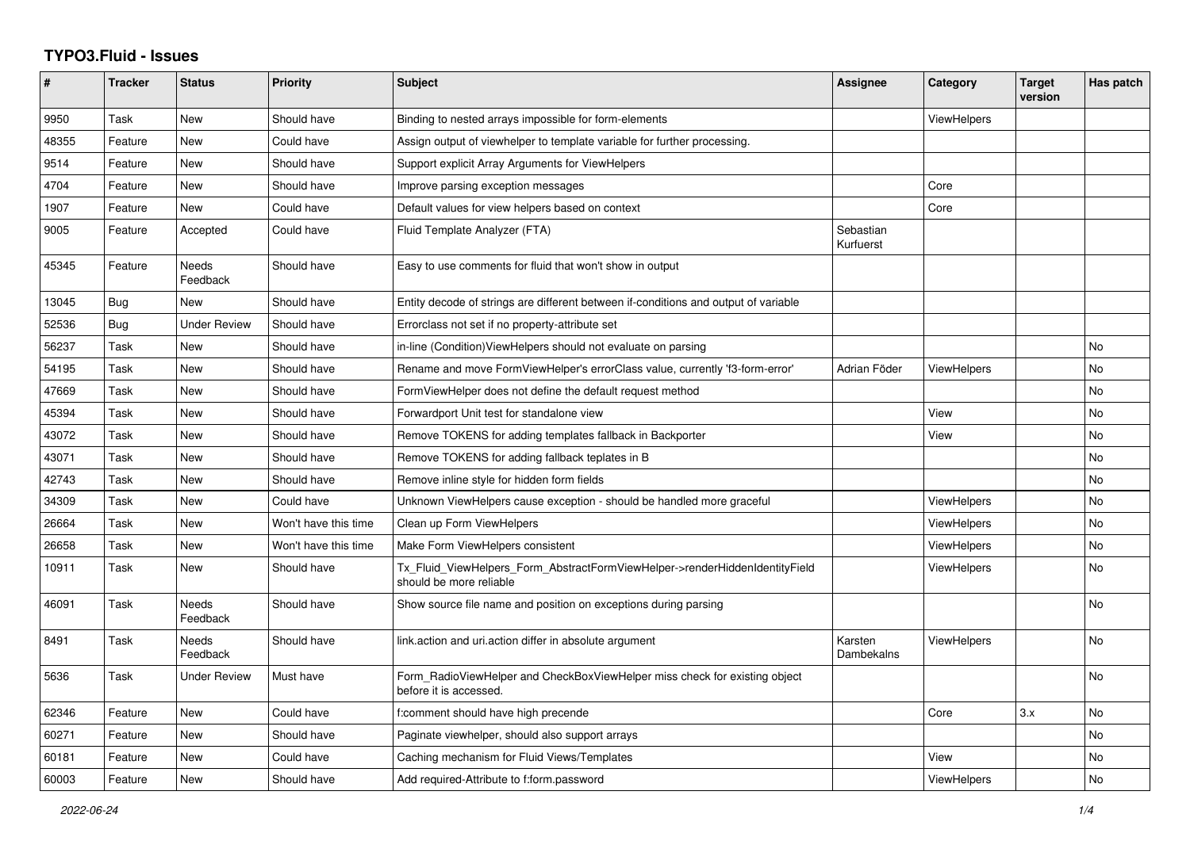# TYPO3.Fluid - Issues

| # | Tracker | Status | Priority | Subject | Assignee | Category | Target version | Has patch |
|---|---|---|---|---|---|---|---|---|
| 9950 | Task | New | Should have | Binding to nested arrays impossible for form-elements | | ViewHelpers | | |
| 48355 | Feature | New | Could have | Assign output of viewhelper to template variable for further processing. | | | | |
| 9514 | Feature | New | Should have | Support explicit Array Arguments for ViewHelpers | | | | |
| 4704 | Feature | New | Should have | Improve parsing exception messages | | Core | | |
| 1907 | Feature | New | Could have | Default values for view helpers based on context | | Core | | |
| 9005 | Feature | Accepted | Could have | Fluid Template Analyzer (FTA) | Sebastian Kurfuerst | | | |
| 45345 | Feature | Needs Feedback | Should have | Easy to use comments for fluid that won't show in output | | | | |
| 13045 | Bug | New | Should have | Entity decode of strings are different between if-conditions and output of variable | | | | |
| 52536 | Bug | Under Review | Should have | Errorclass not set if no property-attribute set | | | | |
| 56237 | Task | New | Should have | in-line (Condition)ViewHelpers should not evaluate on parsing | | | | No |
| 54195 | Task | New | Should have | Rename and move FormViewHelper's errorClass value, currently 'f3-form-error' | Adrian Föder | ViewHelpers | | No |
| 47669 | Task | New | Should have | FormViewHelper does not define the default request method | | | | No |
| 45394 | Task | New | Should have | Forwardport Unit test for standalone view | | View | | No |
| 43072 | Task | New | Should have | Remove TOKENS for adding templates fallback in Backporter | | View | | No |
| 43071 | Task | New | Should have | Remove TOKENS for adding fallback teplates in B | | | | No |
| 42743 | Task | New | Should have | Remove inline style for hidden form fields | | | | No |
| 34309 | Task | New | Could have | Unknown ViewHelpers cause exception - should be handled more graceful | | ViewHelpers | | No |
| 26664 | Task | New | Won't have this time | Clean up Form ViewHelpers | | ViewHelpers | | No |
| 26658 | Task | New | Won't have this time | Make Form ViewHelpers consistent | | ViewHelpers | | No |
| 10911 | Task | New | Should have | Tx_Fluid_ViewHelpers_Form_AbstractFormViewHelper->renderHiddenIdentityField should be more reliable | | ViewHelpers | | No |
| 46091 | Task | Needs Feedback | Should have | Show source file name and position on exceptions during parsing | | | | No |
| 8491 | Task | Needs Feedback | Should have | link.action and uri.action differ in absolute argument | Karsten Dambekalns | ViewHelpers | | No |
| 5636 | Task | Under Review | Must have | Form_RadioViewHelper and CheckBoxViewHelper miss check for existing object before it is accessed. | | | | No |
| 62346 | Feature | New | Could have | f:comment should have high precende | | Core | 3.x | No |
| 60271 | Feature | New | Should have | Paginate viewhelper, should also support arrays | | | | No |
| 60181 | Feature | New | Could have | Caching mechanism for Fluid Views/Templates | | View | | No |
| 60003 | Feature | New | Should have | Add required-Attribute to f:form.password | | ViewHelpers | | No |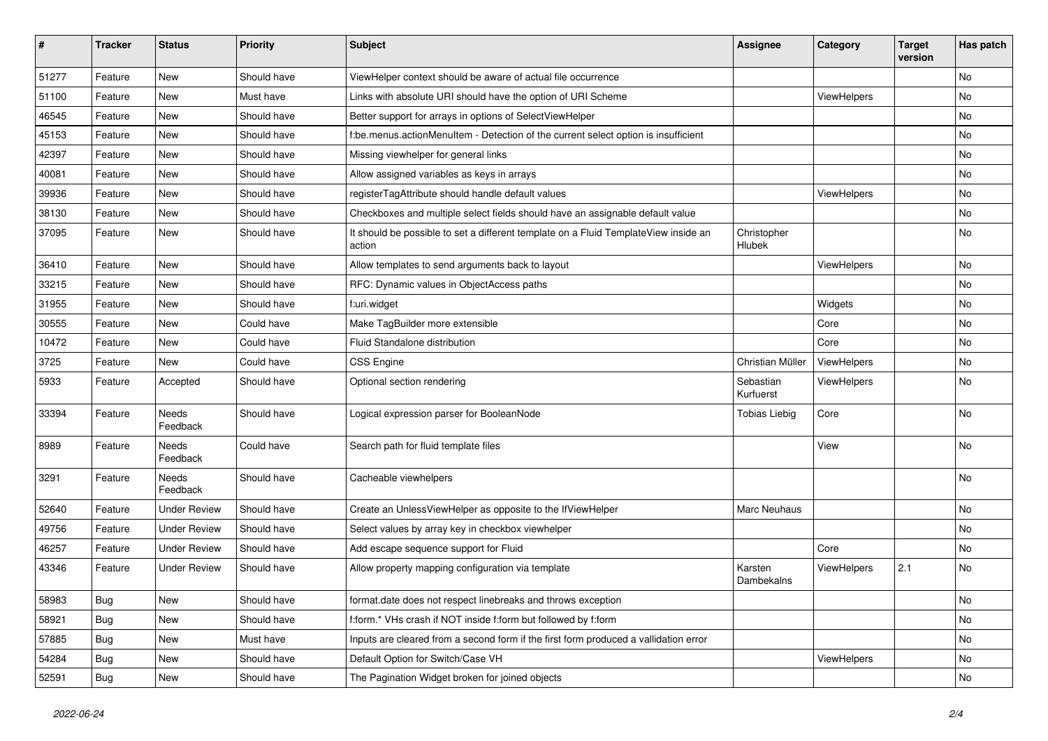| # | Tracker | Status | Priority | Subject | Assignee | Category | Target version | Has patch |
|---|---|---|---|---|---|---|---|---|
| 51277 | Feature | New | Should have | ViewHelper context should be aware of actual file occurrence | | | | No |
| 51100 | Feature | New | Must have | Links with absolute URI should have the option of URI Scheme | | ViewHelpers | | No |
| 46545 | Feature | New | Should have | Better support for arrays in options of SelectViewHelper | | | | No |
| 45153 | Feature | New | Should have | f:be.menus.actionMenuItem - Detection of the current select option is insufficient | | | | No |
| 42397 | Feature | New | Should have | Missing viewhelper for general links | | | | No |
| 40081 | Feature | New | Should have | Allow assigned variables as keys in arrays | | | | No |
| 39936 | Feature | New | Should have | registerTagAttribute should handle default values | | ViewHelpers | | No |
| 38130 | Feature | New | Should have | Checkboxes and multiple select fields should have an assignable default value | | | | No |
| 37095 | Feature | New | Should have | It should be possible to set a different template on a Fluid TemplateView inside an action | Christopher Hlubek | | | No |
| 36410 | Feature | New | Should have | Allow templates to send arguments back to layout | | ViewHelpers | | No |
| 33215 | Feature | New | Should have | RFC: Dynamic values in ObjectAccess paths | | | | No |
| 31955 | Feature | New | Should have | f:uri.widget | | Widgets | | No |
| 30555 | Feature | New | Could have | Make TagBuilder more extensible | | Core | | No |
| 10472 | Feature | New | Could have | Fluid Standalone distribution | | Core | | No |
| 3725 | Feature | New | Could have | CSS Engine | Christian Müller | ViewHelpers | | No |
| 5933 | Feature | Accepted | Should have | Optional section rendering | Sebastian Kurfuerst | ViewHelpers | | No |
| 33394 | Feature | Needs Feedback | Should have | Logical expression parser for BooleanNode | Tobias Liebig | Core | | No |
| 8989 | Feature | Needs Feedback | Could have | Search path for fluid template files | | View | | No |
| 3291 | Feature | Needs Feedback | Should have | Cacheable viewhelpers | | | | No |
| 52640 | Feature | Under Review | Should have | Create an UnlessViewHelper as opposite to the IfViewHelper | Marc Neuhaus | | | No |
| 49756 | Feature | Under Review | Should have | Select values by array key in checkbox viewhelper | | | | No |
| 46257 | Feature | Under Review | Should have | Add escape sequence support for Fluid | | Core | | No |
| 43346 | Feature | Under Review | Should have | Allow property mapping configuration via template | Karsten Dambekalns | ViewHelpers | 2.1 | No |
| 58983 | Bug | New | Should have | format.date does not respect linebreaks and throws exception | | | | No |
| 58921 | Bug | New | Should have | f:form.* VHs crash if NOT inside f:form but followed by f:form | | | | No |
| 57885 | Bug | New | Must have | Inputs are cleared from a second form if the first form produced a vallidation error | | | | No |
| 54284 | Bug | New | Should have | Default Option for Switch/Case VH | | ViewHelpers | | No |
| 52591 | Bug | New | Should have | The Pagination Widget broken for joined objects | | | | No |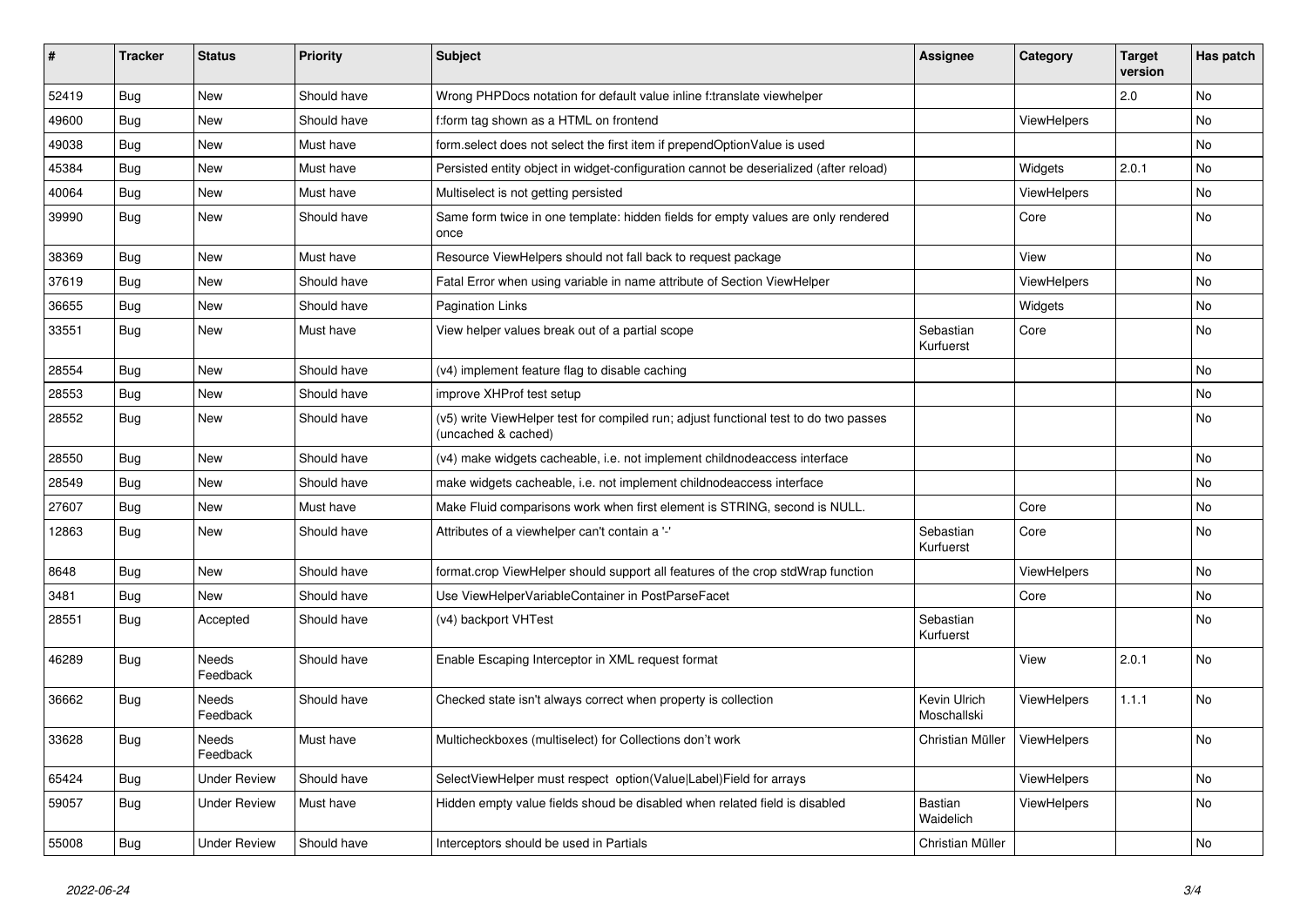| # | Tracker | Status | Priority | Subject | Assignee | Category | Target version | Has patch |
| --- | --- | --- | --- | --- | --- | --- | --- | --- |
| 52419 | Bug | New | Should have | Wrong PHPDocs notation for default value inline f:translate viewhelper | | | 2.0 | No |
| 49600 | Bug | New | Should have | f:form tag shown as a HTML on frontend | | ViewHelpers | | No |
| 49038 | Bug | New | Must have | form.select does not select the first item if prependOptionValue is used | | | | No |
| 45384 | Bug | New | Must have | Persisted entity object in widget-configuration cannot be deserialized (after reload) | | Widgets | 2.0.1 | No |
| 40064 | Bug | New | Must have | Multiselect is not getting persisted | | ViewHelpers | | No |
| 39990 | Bug | New | Should have | Same form twice in one template: hidden fields for empty values are only rendered once | | Core | | No |
| 38369 | Bug | New | Must have | Resource ViewHelpers should not fall back to request package | | View | | No |
| 37619 | Bug | New | Should have | Fatal Error when using variable in name attribute of Section ViewHelper | | ViewHelpers | | No |
| 36655 | Bug | New | Should have | Pagination Links | | Widgets | | No |
| 33551 | Bug | New | Must have | View helper values break out of a partial scope | Sebastian Kurfuerst | Core | | No |
| 28554 | Bug | New | Should have | (v4) implement feature flag to disable caching | | | | No |
| 28553 | Bug | New | Should have | improve XHProf test setup | | | | No |
| 28552 | Bug | New | Should have | (v5) write ViewHelper test for compiled run; adjust functional test to do two passes (uncached & cached) | | | | No |
| 28550 | Bug | New | Should have | (v4) make widgets cacheable, i.e. not implement childnodeaccess interface | | | | No |
| 28549 | Bug | New | Should have | make widgets cacheable, i.e. not implement childnodeaccess interface | | | | No |
| 27607 | Bug | New | Must have | Make Fluid comparisons work when first element is STRING, second is NULL. | | Core | | No |
| 12863 | Bug | New | Should have | Attributes of a viewhelper can't contain a '-' | Sebastian Kurfuerst | Core | | No |
| 8648 | Bug | New | Should have | format.crop ViewHelper should support all features of the crop stdWrap function | | ViewHelpers | | No |
| 3481 | Bug | New | Should have | Use ViewHelperVariableContainer in PostParseFacet | | Core | | No |
| 28551 | Bug | Accepted | Should have | (v4) backport VHTest | Sebastian Kurfuerst | | | No |
| 46289 | Bug | Needs Feedback | Should have | Enable Escaping Interceptor in XML request format | | View | 2.0.1 | No |
| 36662 | Bug | Needs Feedback | Should have | Checked state isn't always correct when property is collection | Kevin Ulrich Moschallski | ViewHelpers | 1.1.1 | No |
| 33628 | Bug | Needs Feedback | Must have | Multicheckboxes (multiselect) for Collections don't work | Christian Müller | ViewHelpers | | No |
| 65424 | Bug | Under Review | Should have | SelectViewHelper must respect option(Value\|Label)Field for arrays | | ViewHelpers | | No |
| 59057 | Bug | Under Review | Must have | Hidden empty value fields shoud be disabled when related field is disabled | Bastian Waidelich | ViewHelpers | | No |
| 55008 | Bug | Under Review | Should have | Interceptors should be used in Partials | Christian Müller | | | No |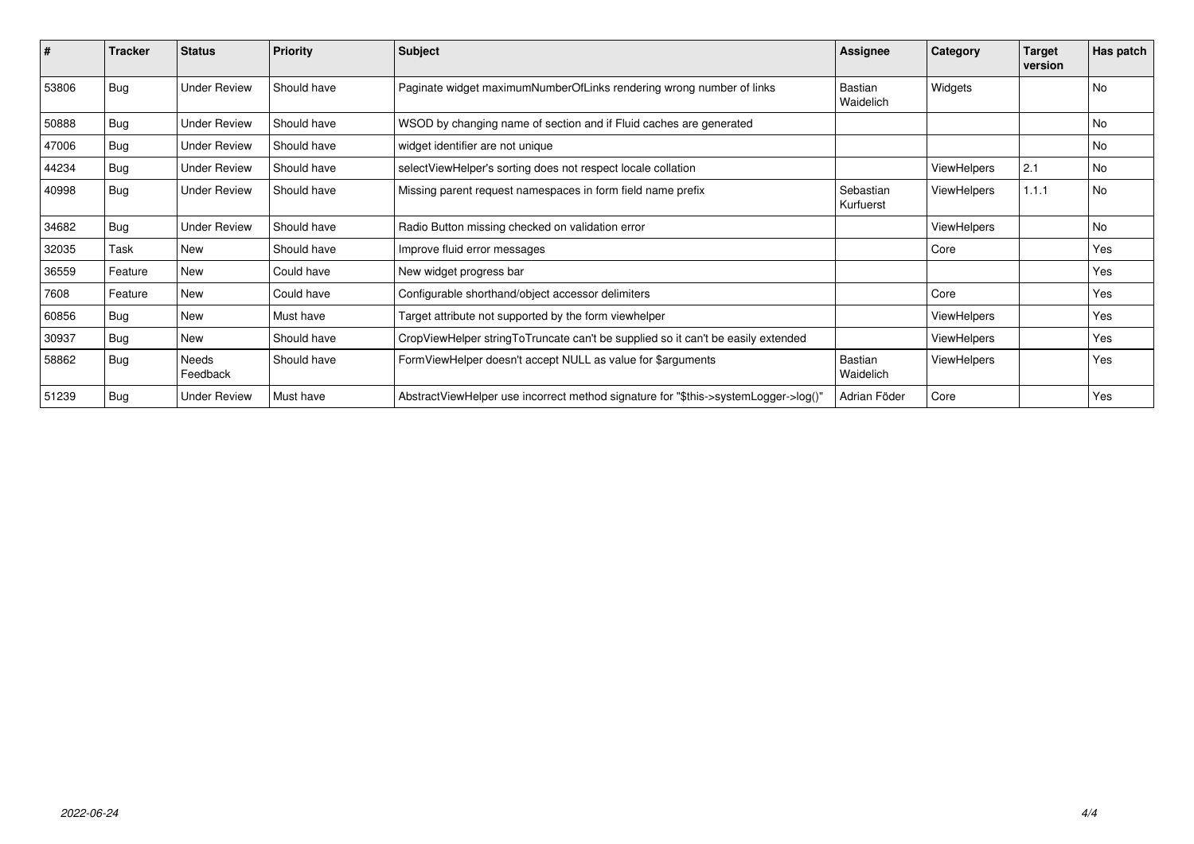| # | Tracker | Status | Priority | Subject | Assignee | Category | Target version | Has patch |
|---|---|---|---|---|---|---|---|---|
| 53806 | Bug | Under Review | Should have | Paginate widget maximumNumberOfLinks rendering wrong number of links | Bastian Waidelich | Widgets | | No |
| 50888 | Bug | Under Review | Should have | WSOD by changing name of section and if Fluid caches are generated | | | | No |
| 47006 | Bug | Under Review | Should have | widget identifier are not unique | | | | No |
| 44234 | Bug | Under Review | Should have | selectViewHelper's sorting does not respect locale collation | | ViewHelpers | 2.1 | No |
| 40998 | Bug | Under Review | Should have | Missing parent request namespaces in form field name prefix | Sebastian Kurfuerst | ViewHelpers | 1.1.1 | No |
| 34682 | Bug | Under Review | Should have | Radio Button missing checked on validation error | | ViewHelpers | | No |
| 32035 | Task | New | Should have | Improve fluid error messages | | Core | | Yes |
| 36559 | Feature | New | Could have | New widget progress bar | | | | Yes |
| 7608 | Feature | New | Could have | Configurable shorthand/object accessor delimiters | | Core | | Yes |
| 60856 | Bug | New | Must have | Target attribute not supported by the form viewhelper | | ViewHelpers | | Yes |
| 30937 | Bug | New | Should have | CropViewHelper stringToTruncate can't be supplied so it can't be easily extended | | ViewHelpers | | Yes |
| 58862 | Bug | Needs Feedback | Should have | FormViewHelper doesn't accept NULL as value for $arguments | Bastian Waidelich | ViewHelpers | | Yes |
| 51239 | Bug | Under Review | Must have | AbstractViewHelper use incorrect method signature for "$this->systemLogger->log()" | Adrian Föder | Core | | Yes |

2022-06-24